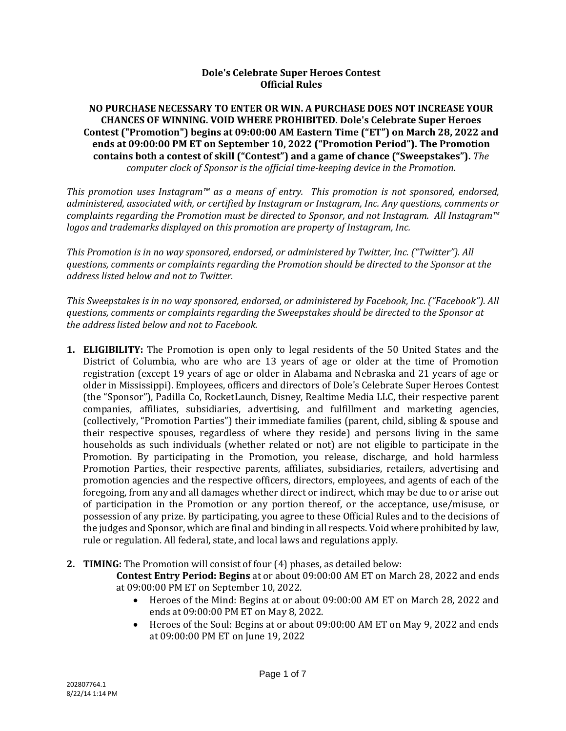**Dole's Celebrate Super Heroes Contest**
**Official Rules**

**NO PURCHASE NECESSARY TO ENTER OR WIN. A PURCHASE DOES NOT INCREASE YOUR CHANCES OF WINNING. VOID WHERE PROHIBITED. Dole's Celebrate Super Heroes Contest ("Promotion") begins at 09:00:00 AM Eastern Time ("ET") on March 28, 2022 and ends at 09:00:00 PM ET on September 10, 2022 ("Promotion Period"). The Promotion contains both a contest of skill ("Contest") and a game of chance ("Sweepstakes").** *The computer clock of Sponsor is the official time-keeping device in the Promotion.*

*This promotion uses Instagram™ as a means of entry. This promotion is not sponsored, endorsed, administered, associated with, or certified by Instagram or Instagram, Inc. Any questions, comments or complaints regarding the Promotion must be directed to Sponsor, and not Instagram. All Instagram™ logos and trademarks displayed on this promotion are property of Instagram, Inc.*

*This Promotion is in no way sponsored, endorsed, or administered by Twitter, Inc. ("Twitter"). All questions, comments or complaints regarding the Promotion should be directed to the Sponsor at the address listed below and not to Twitter.*

*This Sweepstakes is in no way sponsored, endorsed, or administered by Facebook, Inc. ("Facebook"). All questions, comments or complaints regarding the Sweepstakes should be directed to the Sponsor at the address listed below and not to Facebook.*

1. **ELIGIBILITY:** The Promotion is open only to legal residents of the 50 United States and the District of Columbia, who are who are 13 years of age or older at the time of Promotion registration (except 19 years of age or older in Alabama and Nebraska and 21 years of age or older in Mississippi). Employees, officers and directors of Dole's Celebrate Super Heroes Contest (the "Sponsor"), Padilla Co, RocketLaunch, Disney, Realtime Media LLC, their respective parent companies, affiliates, subsidiaries, advertising, and fulfillment and marketing agencies, (collectively, "Promotion Parties") their immediate families (parent, child, sibling & spouse and their respective spouses, regardless of where they reside) and persons living in the same households as such individuals (whether related or not) are not eligible to participate in the Promotion. By participating in the Promotion, you release, discharge, and hold harmless Promotion Parties, their respective parents, affiliates, subsidiaries, retailers, advertising and promotion agencies and the respective officers, directors, employees, and agents of each of the foregoing, from any and all damages whether direct or indirect, which may be due to or arise out of participation in the Promotion or any portion thereof, or the acceptance, use/misuse, or possession of any prize. By participating, you agree to these Official Rules and to the decisions of the judges and Sponsor, which are final and binding in all respects. Void where prohibited by law, rule or regulation. All federal, state, and local laws and regulations apply.

2. **TIMING:** The Promotion will consist of four (4) phases, as detailed below:

   **Contest Entry Period: Begins** at or about 09:00:00 AM ET on March 28, 2022 and ends at 09:00:00 PM ET on September 10, 2022.

   - Heroes of the Mind: Begins at or about 09:00:00 AM ET on March 28, 2022 and ends at 09:00:00 PM ET on May 8, 2022.
   - Heroes of the Soul: Begins at or about 09:00:00 AM ET on May 9, 2022 and ends at 09:00:00 PM ET on June 19, 2022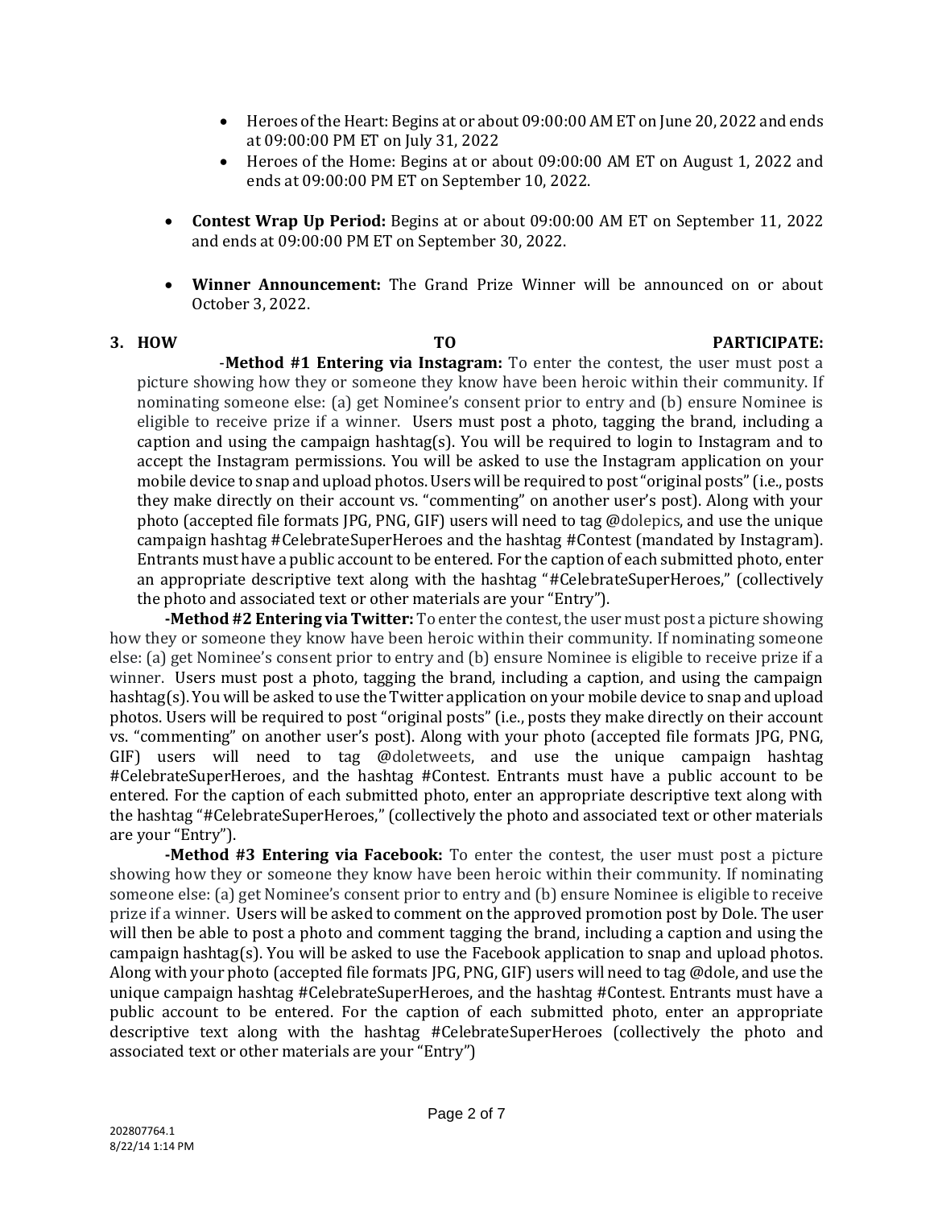- Heroes of the Heart: Begins at or about 09:00:00 AM ET on June 20, 2022 and ends at 09:00:00 PM ET on July 31, 2022
- Heroes of the Home: Begins at or about 09:00:00 AM ET on August 1, 2022 and ends at 09:00:00 PM ET on September 10, 2022.

- **Contest Wrap Up Period:** Begins at or about 09:00:00 AM ET on September 11, 2022 and ends at 09:00:00 PM ET on September 30, 2022.

- **Winner Announcement:** The Grand Prize Winner will be announced on or about October 3, 2022.

**3. HOW TO PARTICIPATE:**

-**Method #1 Entering via Instagram:** To enter the contest, the user must post a picture showing how they or someone they know have been heroic within their community. If nominating someone else: (a) get Nominee's consent prior to entry and (b) ensure Nominee is eligible to receive prize if a winner. Users must post a photo, tagging the brand, including a caption and using the campaign hashtag(s). You will be required to login to Instagram and to accept the Instagram permissions. You will be asked to use the Instagram application on your mobile device to snap and upload photos. Users will be required to post "original posts" (i.e., posts they make directly on their account vs. "commenting" on another user's post). Along with your photo (accepted file formats JPG, PNG, GIF) users will need to tag @dolepics, and use the unique campaign hashtag #CelebrateSuperHeroes and the hashtag #Contest (mandated by Instagram). Entrants must have a public account to be entered. For the caption of each submitted photo, enter an appropriate descriptive text along with the hashtag "#CelebrateSuperHeroes," (collectively the photo and associated text or other materials are your "Entry").

**-Method #2 Entering via Twitter:** To enter the contest, the user must post a picture showing how they or someone they know have been heroic within their community. If nominating someone else: (a) get Nominee's consent prior to entry and (b) ensure Nominee is eligible to receive prize if a winner. Users must post a photo, tagging the brand, including a caption, and using the campaign hashtag(s). You will be asked to use the Twitter application on your mobile device to snap and upload photos. Users will be required to post "original posts" (i.e., posts they make directly on their account vs. "commenting" on another user's post). Along with your photo (accepted file formats JPG, PNG, GIF) users will need to tag @doletweets, and use the unique campaign hashtag #CelebrateSuperHeroes, and the hashtag #Contest. Entrants must have a public account to be entered. For the caption of each submitted photo, enter an appropriate descriptive text along with the hashtag "#CelebrateSuperHeroes," (collectively the photo and associated text or other materials are your "Entry").

**-Method #3 Entering via Facebook:** To enter the contest, the user must post a picture showing how they or someone they know have been heroic within their community. If nominating someone else: (a) get Nominee's consent prior to entry and (b) ensure Nominee is eligible to receive prize if a winner. Users will be asked to comment on the approved promotion post by Dole. The user will then be able to post a photo and comment tagging the brand, including a caption and using the campaign hashtag(s). You will be asked to use the Facebook application to snap and upload photos. Along with your photo (accepted file formats JPG, PNG, GIF) users will need to tag @dole, and use the unique campaign hashtag #CelebrateSuperHeroes, and the hashtag #Contest. Entrants must have a public account to be entered. For the caption of each submitted photo, enter an appropriate descriptive text along with the hashtag #CelebrateSuperHeroes (collectively the photo and associated text or other materials are your "Entry")

202807764.1
8/22/14 1:14 PM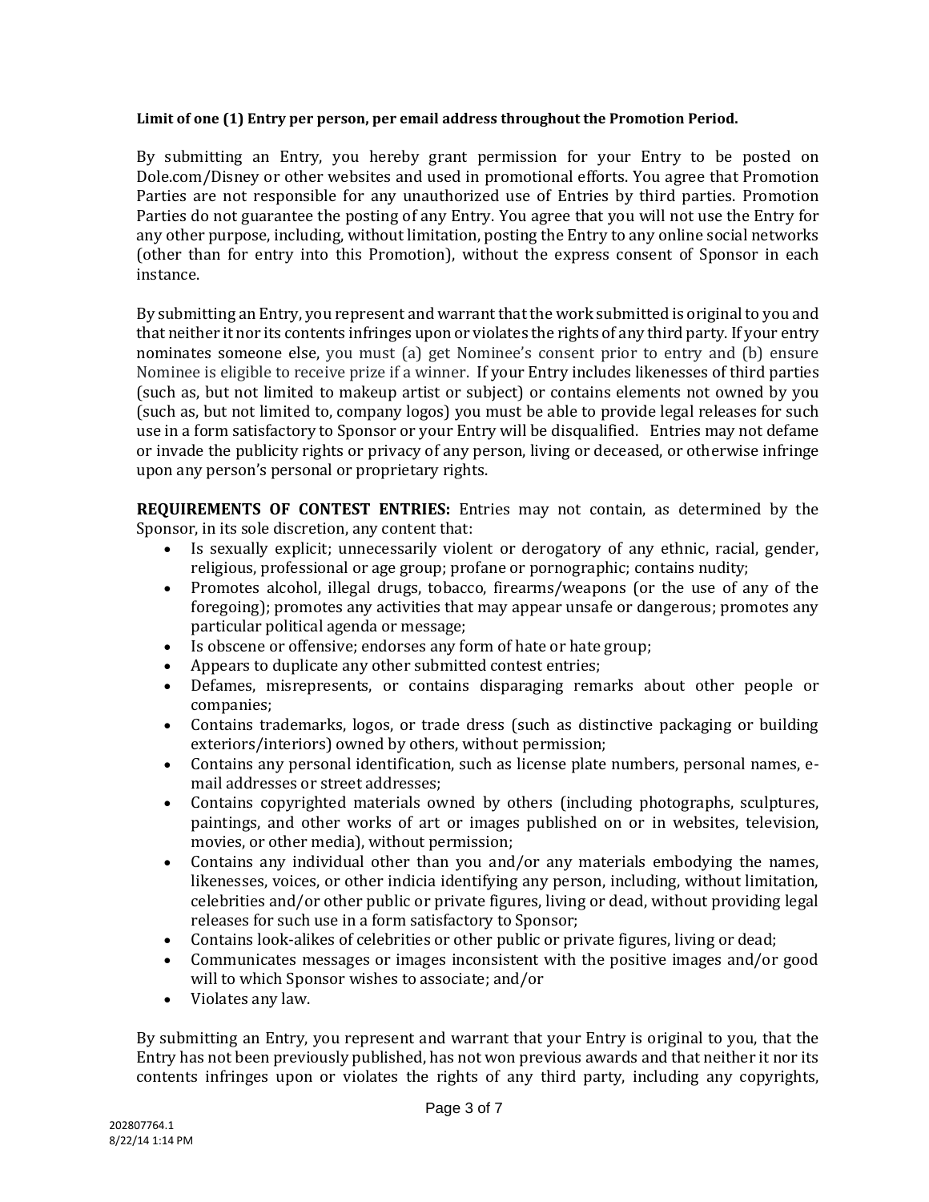**Limit of one (1) Entry per person, per email address throughout the Promotion Period.**

By submitting an Entry, you hereby grant permission for your Entry to be posted on Dole.com/Disney or other websites and used in promotional efforts. You agree that Promotion Parties are not responsible for any unauthorized use of Entries by third parties. Promotion Parties do not guarantee the posting of any Entry. You agree that you will not use the Entry for any other purpose, including, without limitation, posting the Entry to any online social networks (other than for entry into this Promotion), without the express consent of Sponsor in each instance.

By submitting an Entry, you represent and warrant that the work submitted is original to you and that neither it nor its contents infringes upon or violates the rights of any third party. If your entry nominates someone else, you must (a) get Nominee's consent prior to entry and (b) ensure Nominee is eligible to receive prize if a winner. If your Entry includes likenesses of third parties (such as, but not limited to makeup artist or subject) or contains elements not owned by you (such as, but not limited to, company logos) you must be able to provide legal releases for such use in a form satisfactory to Sponsor or your Entry will be disqualified. Entries may not defame or invade the publicity rights or privacy of any person, living or deceased, or otherwise infringe upon any person's personal or proprietary rights.

**REQUIREMENTS OF CONTEST ENTRIES:** Entries may not contain, as determined by the Sponsor, in its sole discretion, any content that:

- Is sexually explicit; unnecessarily violent or derogatory of any ethnic, racial, gender, religious, professional or age group; profane or pornographic; contains nudity;
- Promotes alcohol, illegal drugs, tobacco, firearms/weapons (or the use of any of the foregoing); promotes any activities that may appear unsafe or dangerous; promotes any particular political agenda or message;
- Is obscene or offensive; endorses any form of hate or hate group;
- Appears to duplicate any other submitted contest entries;
- Defames, misrepresents, or contains disparaging remarks about other people or companies;
- Contains trademarks, logos, or trade dress (such as distinctive packaging or building exteriors/interiors) owned by others, without permission;
- Contains any personal identification, such as license plate numbers, personal names, e-mail addresses or street addresses;
- Contains copyrighted materials owned by others (including photographs, sculptures, paintings, and other works of art or images published on or in websites, television, movies, or other media), without permission;
- Contains any individual other than you and/or any materials embodying the names, likenesses, voices, or other indicia identifying any person, including, without limitation, celebrities and/or other public or private figures, living or dead, without providing legal releases for such use in a form satisfactory to Sponsor;
- Contains look-alikes of celebrities or other public or private figures, living or dead;
- Communicates messages or images inconsistent with the positive images and/or good will to which Sponsor wishes to associate; and/or
- Violates any law.

By submitting an Entry, you represent and warrant that your Entry is original to you, that the Entry has not been previously published, has not won previous awards and that neither it nor its contents infringes upon or violates the rights of any third party, including any copyrights,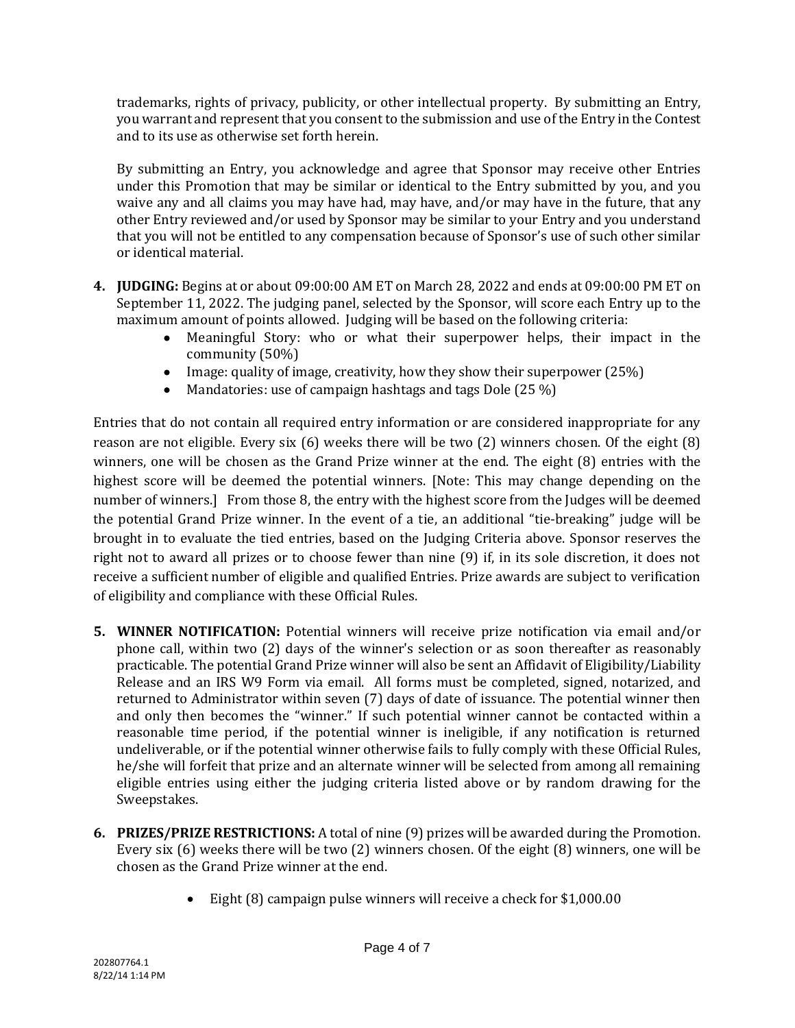trademarks, rights of privacy, publicity, or other intellectual property. By submitting an Entry, you warrant and represent that you consent to the submission and use of the Entry in the Contest and to its use as otherwise set forth herein.

By submitting an Entry, you acknowledge and agree that Sponsor may receive other Entries under this Promotion that may be similar or identical to the Entry submitted by you, and you waive any and all claims you may have had, may have, and/or may have in the future, that any other Entry reviewed and/or used by Sponsor may be similar to your Entry and you understand that you will not be entitled to any compensation because of Sponsor's use of such other similar or identical material.

4. **JUDGING:** Begins at or about 09:00:00 AM ET on March 28, 2022 and ends at 09:00:00 PM ET on September 11, 2022. The judging panel, selected by the Sponsor, will score each Entry up to the maximum amount of points allowed. Judging will be based on the following criteria:
   - Meaningful Story: who or what their superpower helps, their impact in the community (50%)
   - Image: quality of image, creativity, how they show their superpower (25%)
   - Mandatories: use of campaign hashtags and tags Dole (25 %)

Entries that do not contain all required entry information or are considered inappropriate for any reason are not eligible. Every six (6) weeks there will be two (2) winners chosen. Of the eight (8) winners, one will be chosen as the Grand Prize winner at the end. The eight (8) entries with the highest score will be deemed the potential winners. [Note: This may change depending on the number of winners.] From those 8, the entry with the highest score from the Judges will be deemed the potential Grand Prize winner. In the event of a tie, an additional "tie-breaking" judge will be brought in to evaluate the tied entries, based on the Judging Criteria above. Sponsor reserves the right not to award all prizes or to choose fewer than nine (9) if, in its sole discretion, it does not receive a sufficient number of eligible and qualified Entries. Prize awards are subject to verification of eligibility and compliance with these Official Rules.

5. **WINNER NOTIFICATION:** Potential winners will receive prize notification via email and/or phone call, within two (2) days of the winner's selection or as soon thereafter as reasonably practicable. The potential Grand Prize winner will also be sent an Affidavit of Eligibility/Liability Release and an IRS W9 Form via email. All forms must be completed, signed, notarized, and returned to Administrator within seven (7) days of date of issuance. The potential winner then and only then becomes the "winner." If such potential winner cannot be contacted within a reasonable time period, if the potential winner is ineligible, if any notification is returned undeliverable, or if the potential winner otherwise fails to fully comply with these Official Rules, he/she will forfeit that prize and an alternate winner will be selected from among all remaining eligible entries using either the judging criteria listed above or by random drawing for the Sweepstakes.

6. **PRIZES/PRIZE RESTRICTIONS:** A total of nine (9) prizes will be awarded during the Promotion. Every six (6) weeks there will be two (2) winners chosen. Of the eight (8) winners, one will be chosen as the Grand Prize winner at the end.
   - Eight (8) campaign pulse winners will receive a check for $1,000.00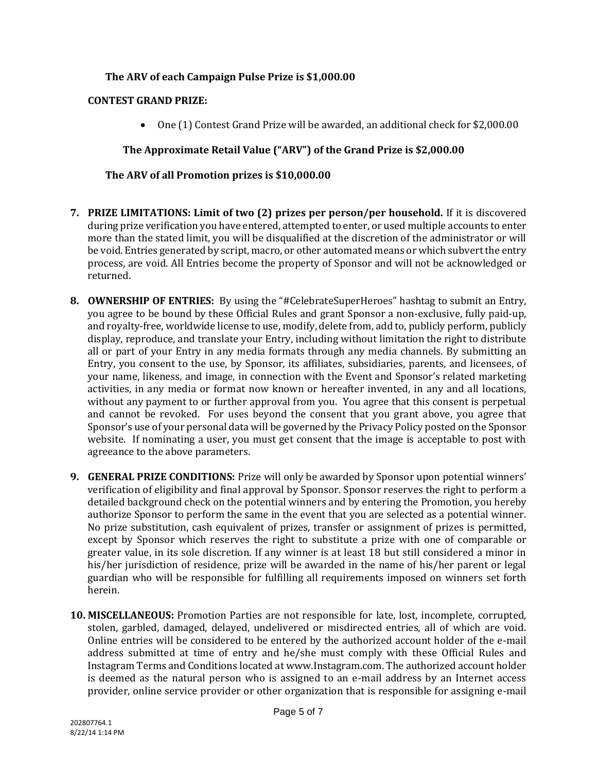**The ARV of each Campaign Pulse Prize is $1,000.00**

**CONTEST GRAND PRIZE:**

- One (1) Contest Grand Prize will be awarded, an additional check for $2,000.00

**The Approximate Retail Value ("ARV") of the Grand Prize is $2,000.00**

**The ARV of all Promotion prizes is $10,000.00**

7. **PRIZE LIMITATIONS: Limit of two (2) prizes per person/per household.** If it is discovered during prize verification you have entered, attempted to enter, or used multiple accounts to enter more than the stated limit, you will be disqualified at the discretion of the administrator or will be void. Entries generated by script, macro, or other automated means or which subvert the entry process, are void. All Entries become the property of Sponsor and will not be acknowledged or returned.

8. **OWNERSHIP OF ENTRIES:** By using the "#CelebrateSuperHeroes" hashtag to submit an Entry, you agree to be bound by these Official Rules and grant Sponsor a non-exclusive, fully paid-up, and royalty-free, worldwide license to use, modify, delete from, add to, publicly perform, publicly display, reproduce, and translate your Entry, including without limitation the right to distribute all or part of your Entry in any media formats through any media channels. By submitting an Entry, you consent to the use, by Sponsor, its affiliates, subsidiaries, parents, and licensees, of your name, likeness, and image, in connection with the Event and Sponsor's related marketing activities, in any media or format now known or hereafter invented, in any and all locations, without any payment to or further approval from you. You agree that this consent is perpetual and cannot be revoked. For uses beyond the consent that you grant above, you agree that Sponsor's use of your personal data will be governed by the Privacy Policy posted on the Sponsor website. If nominating a user, you must get consent that the image is acceptable to post with agreeance to the above parameters.

9. **GENERAL PRIZE CONDITIONS:** Prize will only be awarded by Sponsor upon potential winners' verification of eligibility and final approval by Sponsor. Sponsor reserves the right to perform a detailed background check on the potential winners and by entering the Promotion, you hereby authorize Sponsor to perform the same in the event that you are selected as a potential winner. No prize substitution, cash equivalent of prizes, transfer or assignment of prizes is permitted, except by Sponsor which reserves the right to substitute a prize with one of comparable or greater value, in its sole discretion. If any winner is at least 18 but still considered a minor in his/her jurisdiction of residence, prize will be awarded in the name of his/her parent or legal guardian who will be responsible for fulfilling all requirements imposed on winners set forth herein.

10. **MISCELLANEOUS:** Promotion Parties are not responsible for late, lost, incomplete, corrupted, stolen, garbled, damaged, delayed, undelivered or misdirected entries, all of which are void. Online entries will be considered to be entered by the authorized account holder of the e-mail address submitted at time of entry and he/she must comply with these Official Rules and Instagram Terms and Conditions located at www.Instagram.com. The authorized account holder is deemed as the natural person who is assigned to an e-mail address by an Internet access provider, online service provider or other organization that is responsible for assigning e-mail

202807764.1
8/22/14 1:14 PM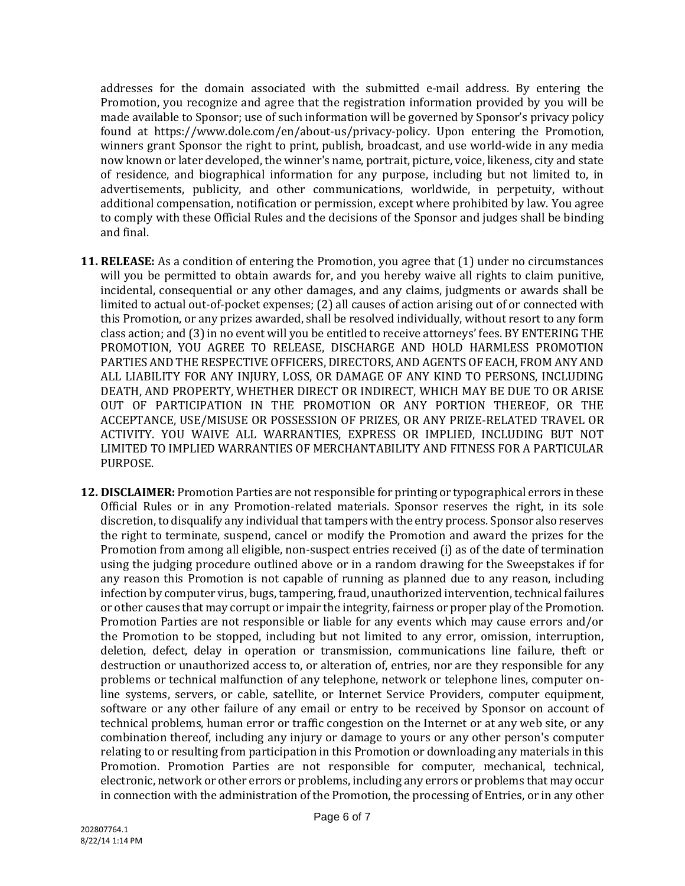addresses for the domain associated with the submitted e-mail address. By entering the Promotion, you recognize and agree that the registration information provided by you will be made available to Sponsor; use of such information will be governed by Sponsor's privacy policy found at https://www.dole.com/en/about-us/privacy-policy. Upon entering the Promotion, winners grant Sponsor the right to print, publish, broadcast, and use world-wide in any media now known or later developed, the winner's name, portrait, picture, voice, likeness, city and state of residence, and biographical information for any purpose, including but not limited to, in advertisements, publicity, and other communications, worldwide, in perpetuity, without additional compensation, notification or permission, except where prohibited by law. You agree to comply with these Official Rules and the decisions of the Sponsor and judges shall be binding and final.

**11. RELEASE:** As a condition of entering the Promotion, you agree that (1) under no circumstances will you be permitted to obtain awards for, and you hereby waive all rights to claim punitive, incidental, consequential or any other damages, and any claims, judgments or awards shall be limited to actual out-of-pocket expenses; (2) all causes of action arising out of or connected with this Promotion, or any prizes awarded, shall be resolved individually, without resort to any form class action; and (3) in no event will you be entitled to receive attorneys' fees. BY ENTERING THE PROMOTION, YOU AGREE TO RELEASE, DISCHARGE AND HOLD HARMLESS PROMOTION PARTIES AND THE RESPECTIVE OFFICERS, DIRECTORS, AND AGENTS OF EACH, FROM ANY AND ALL LIABILITY FOR ANY INJURY, LOSS, OR DAMAGE OF ANY KIND TO PERSONS, INCLUDING DEATH, AND PROPERTY, WHETHER DIRECT OR INDIRECT, WHICH MAY BE DUE TO OR ARISE OUT OF PARTICIPATION IN THE PROMOTION OR ANY PORTION THEREOF, OR THE ACCEPTANCE, USE/MISUSE OR POSSESSION OF PRIZES, OR ANY PRIZE-RELATED TRAVEL OR ACTIVITY. YOU WAIVE ALL WARRANTIES, EXPRESS OR IMPLIED, INCLUDING BUT NOT LIMITED TO IMPLIED WARRANTIES OF MERCHANTABILITY AND FITNESS FOR A PARTICULAR PURPOSE.

**12. DISCLAIMER:** Promotion Parties are not responsible for printing or typographical errors in these Official Rules or in any Promotion-related materials. Sponsor reserves the right, in its sole discretion, to disqualify any individual that tampers with the entry process. Sponsor also reserves the right to terminate, suspend, cancel or modify the Promotion and award the prizes for the Promotion from among all eligible, non-suspect entries received (i) as of the date of termination using the judging procedure outlined above or in a random drawing for the Sweepstakes if for any reason this Promotion is not capable of running as planned due to any reason, including infection by computer virus, bugs, tampering, fraud, unauthorized intervention, technical failures or other causes that may corrupt or impair the integrity, fairness or proper play of the Promotion. Promotion Parties are not responsible or liable for any events which may cause errors and/or the Promotion to be stopped, including but not limited to any error, omission, interruption, deletion, defect, delay in operation or transmission, communications line failure, theft or destruction or unauthorized access to, or alteration of, entries, nor are they responsible for any problems or technical malfunction of any telephone, network or telephone lines, computer on-line systems, servers, or cable, satellite, or Internet Service Providers, computer equipment, software or any other failure of any email or entry to be received by Sponsor on account of technical problems, human error or traffic congestion on the Internet or at any web site, or any combination thereof, including any injury or damage to yours or any other person's computer relating to or resulting from participation in this Promotion or downloading any materials in this Promotion. Promotion Parties are not responsible for computer, mechanical, technical, electronic, network or other errors or problems, including any errors or problems that may occur in connection with the administration of the Promotion, the processing of Entries, or in any other

202807764.1
8/22/14 1:14 PM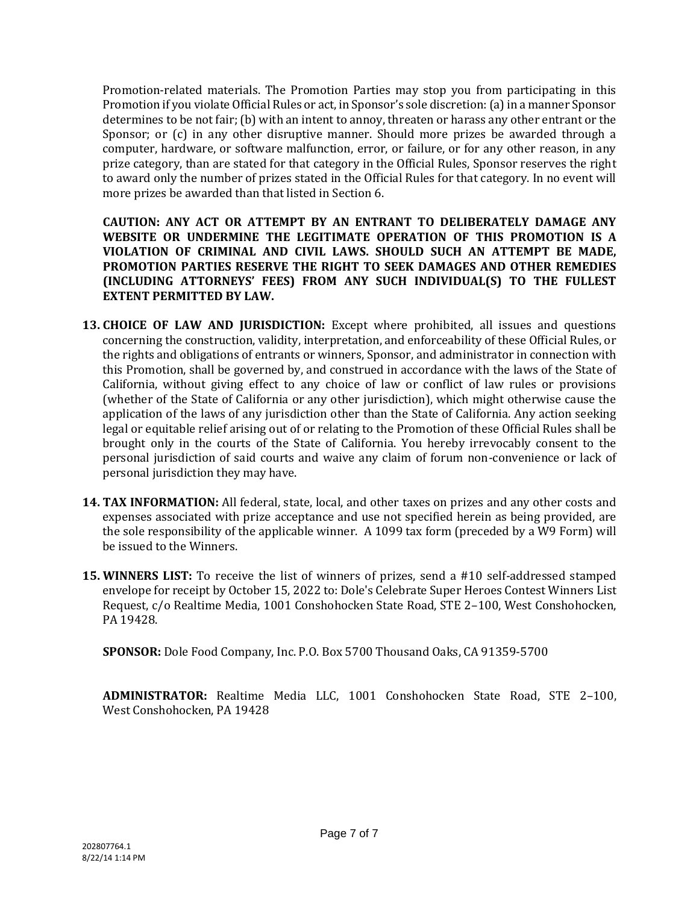Promotion-related materials. The Promotion Parties may stop you from participating in this Promotion if you violate Official Rules or act, in Sponsor's sole discretion: (a) in a manner Sponsor determines to be not fair; (b) with an intent to annoy, threaten or harass any other entrant or the Sponsor; or (c) in any other disruptive manner. Should more prizes be awarded through a computer, hardware, or software malfunction, error, or failure, or for any other reason, in any prize category, than are stated for that category in the Official Rules, Sponsor reserves the right to award only the number of prizes stated in the Official Rules for that category. In no event will more prizes be awarded than that listed in Section 6.

**CAUTION: ANY ACT OR ATTEMPT BY AN ENTRANT TO DELIBERATELY DAMAGE ANY WEBSITE OR UNDERMINE THE LEGITIMATE OPERATION OF THIS PROMOTION IS A VIOLATION OF CRIMINAL AND CIVIL LAWS. SHOULD SUCH AN ATTEMPT BE MADE, PROMOTION PARTIES RESERVE THE RIGHT TO SEEK DAMAGES AND OTHER REMEDIES (INCLUDING ATTORNEYS' FEES) FROM ANY SUCH INDIVIDUAL(S) TO THE FULLEST EXTENT PERMITTED BY LAW.**

13. **CHOICE OF LAW AND JURISDICTION:** Except where prohibited, all issues and questions concerning the construction, validity, interpretation, and enforceability of these Official Rules, or the rights and obligations of entrants or winners, Sponsor, and administrator in connection with this Promotion, shall be governed by, and construed in accordance with the laws of the State of California, without giving effect to any choice of law or conflict of law rules or provisions (whether of the State of California or any other jurisdiction), which might otherwise cause the application of the laws of any jurisdiction other than the State of California. Any action seeking legal or equitable relief arising out of or relating to the Promotion of these Official Rules shall be brought only in the courts of the State of California. You hereby irrevocably consent to the personal jurisdiction of said courts and waive any claim of forum non-convenience or lack of personal jurisdiction they may have.

14. **TAX INFORMATION:** All federal, state, local, and other taxes on prizes and any other costs and expenses associated with prize acceptance and use not specified herein as being provided, are the sole responsibility of the applicable winner. A 1099 tax form (preceded by a W9 Form) will be issued to the Winners.

15. **WINNERS LIST:** To receive the list of winners of prizes, send a #10 self-addressed stamped envelope for receipt by October 15, 2022 to: Dole's Celebrate Super Heroes Contest Winners List Request, c/o Realtime Media, 1001 Conshohocken State Road, STE 2–100, West Conshohocken, PA 19428.

**SPONSOR:** Dole Food Company, Inc. P.O. Box 5700 Thousand Oaks, CA 91359-5700

**ADMINISTRATOR:** Realtime Media LLC, 1001 Conshohocken State Road, STE 2–100, West Conshohocken, PA 19428

202807764.1
8/22/14 1:14 PM